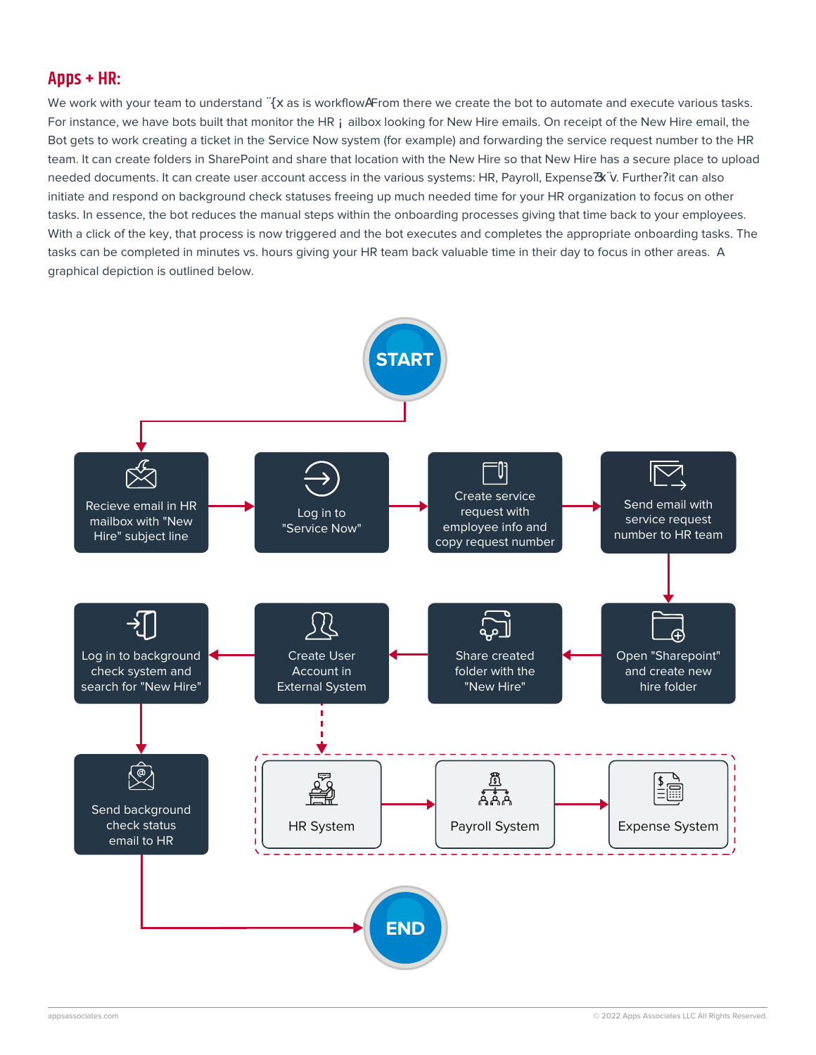## Apps + HR:

We work with your team to understand ¨{x as is workflowA̶From there we create the bot to automate and execute various tasks. For instance, we have bots built that monitor the HR ¡ ailbox looking for New Hire emails. On receipt of the New Hire email, the Bot gets to work creating a ticket in the Service Now system (for example) and forwarding the service request number to the HR team. It can create folders in SharePoint and share that location with the New Hire so that New Hire has a secure place to upload needed documents. It can create user account access in the various systems: HR, Payroll, Expense ⁠?x¨v. Further?it can also initiate and respond on background check statuses freeing up much needed time for your HR organization to focus on other tasks. In essence, the bot reduces the manual steps within the onboarding processes giving that time back to your employees. With a click of the key, that process is now triggered and the bot executes and completes the appropriate onboarding tasks. The tasks can be completed in minutes vs. hours giving your HR team back valuable time in their day to focus in other areas. A graphical depiction is outlined below.

START

Recieve email in HR mailbox with "New Hire" subject line

Log in to "Service Now"

Create service request with employee info and copy request number

Send email with service request number to HR team

Open "Sharepoint" and create new hire folder

Share created folder with the "New Hire"

Create User Account in External System

Log in to background check system and search for "New Hire"

Send background check status email to HR

HR System

Payroll System

Expense System

END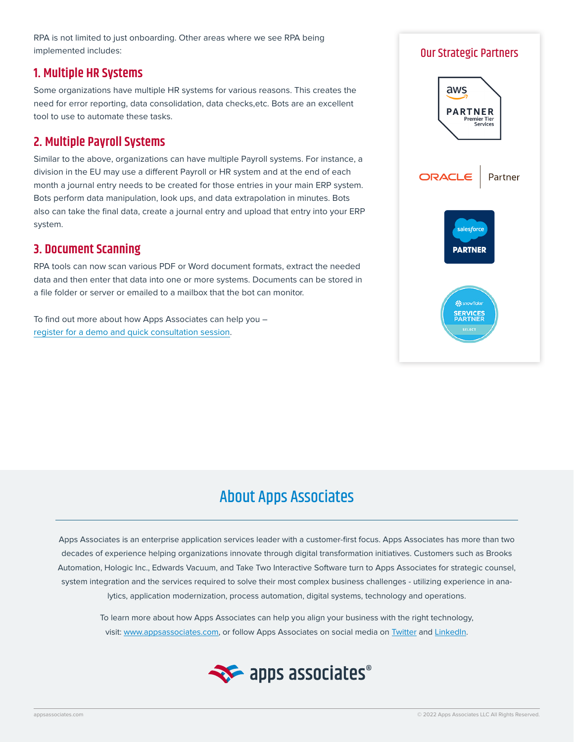RPA is not limited to just onboarding. Other areas where we see RPA being implemented includes:

## 1. Multiple HR Systems

Some organizations have multiple HR systems for various reasons. This creates the need for error reporting, data consolidation, data checks,etc. Bots are an excellent tool to use to automate these tasks.

## 2. Multiple Payroll Systems

Similar to the above, organizations can have multiple Payroll systems. For instance, a division in the EU may use a different Payroll or HR system and at the end of each month a journal entry needs to be created for those entries in your main ERP system. Bots perform data manipulation, look ups, and data extrapolation in minutes. Bots also can take the final data, create a journal entry and upload that entry into your ERP system.

## 3. Document Scanning

RPA tools can now scan various PDF or Word document formats, extract the needed data and then enter that data into one or more systems. Documents can be stored in a file folder or server or emailed to a mailbox that the bot can monitor.

To find out more about how Apps Associates can help you – [register for a demo and quick consultation session](#).

### Our Strategic Partners

aws PARTNER Premier Tier Services

ORACLE Partner

salesforce PARTNER

snowflake SERVICES PARTNER SELECT

# About Apps Associates

Apps Associates is an enterprise application services leader with a customer-first focus. Apps Associates has more than two decades of experience helping organizations innovate through digital transformation initiatives. Customers such as Brooks Automation, Hologic Inc., Edwards Vacuum, and Take Two Interactive Software turn to Apps Associates for strategic counsel, system integration and the services required to solve their most complex business challenges - utilizing experience in analytics, application modernization, process automation, digital systems, technology and operations.

To learn more about how Apps Associates can help you align your business with the right technology, visit: [www.appsassociates.com](http://www.appsassociates.com), or follow Apps Associates on social media on [Twitter](#) and [LinkedIn](#).

apps associates®

appsassociates.com

© 2022 Apps Associates LLC All Rights Reserved.